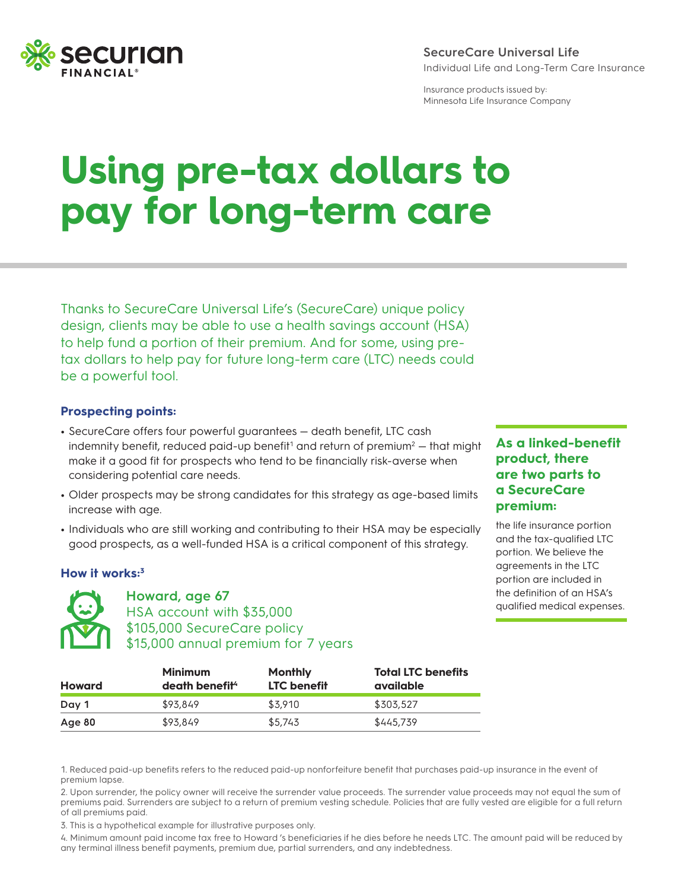**SecureCare Universal Life**

Individual Life and Long-Term Care Insurance

Insurance products issued by:
Minnesota Life Insurance Company

# Using pre-tax dollars to pay for long-term care

Thanks to SecureCare Universal Life's (SecureCare) unique policy design, clients may be able to use a health savings account (HSA) to help fund a portion of their premium. And for some, using pre-tax dollars to help pay for future long-term care (LTC) needs could be a powerful tool.

### Prospecting points:

- SecureCare offers four powerful guarantees — death benefit, LTC cash indemnity benefit, reduced paid-up benefit[1] and return of premium[2] — that might make it a good fit for prospects who tend to be financially risk-averse when considering potential care needs.
- Older prospects may be strong candidates for this strategy as age-based limits increase with age.
- Individuals who are still working and contributing to their HSA may be especially good prospects, as a well-funded HSA is a critical component of this strategy.

**As a linked-benefit product, there are two parts to a SecureCare premium:** the life insurance portion and the tax-qualified LTC portion. We believe the agreements in the LTC portion are included in the definition of an HSA's qualified medical expenses.

### How it works:[3]

**Howard, age 67**
HSA account with $35,000
$105,000 SecureCare policy
$15,000 annual premium for 7 years

| Howard | Minimum death benefit[4] | Monthly LTC benefit | Total LTC benefits available |
|---|---|---|---|
| Day 1 | $93,849 | $3,910 | $303,527 |
| Age 80 | $93,849 | $5,743 | $445,739 |

1. Reduced paid-up benefits refers to the reduced paid-up nonforfeiture benefit that purchases paid-up insurance in the event of premium lapse.
2. Upon surrender, the policy owner will receive the surrender value proceeds. The surrender value proceeds may not equal the sum of premiums paid. Surrenders are subject to a return of premium vesting schedule. Policies that are fully vested are eligible for a full return of all premiums paid.
3. This is a hypothetical example for illustrative purposes only.
4. Minimum amount paid income tax free to Howard 's beneficiaries if he dies before he needs LTC. The amount paid will be reduced by any terminal illness benefit payments, premium due, partial surrenders, and any indebtedness.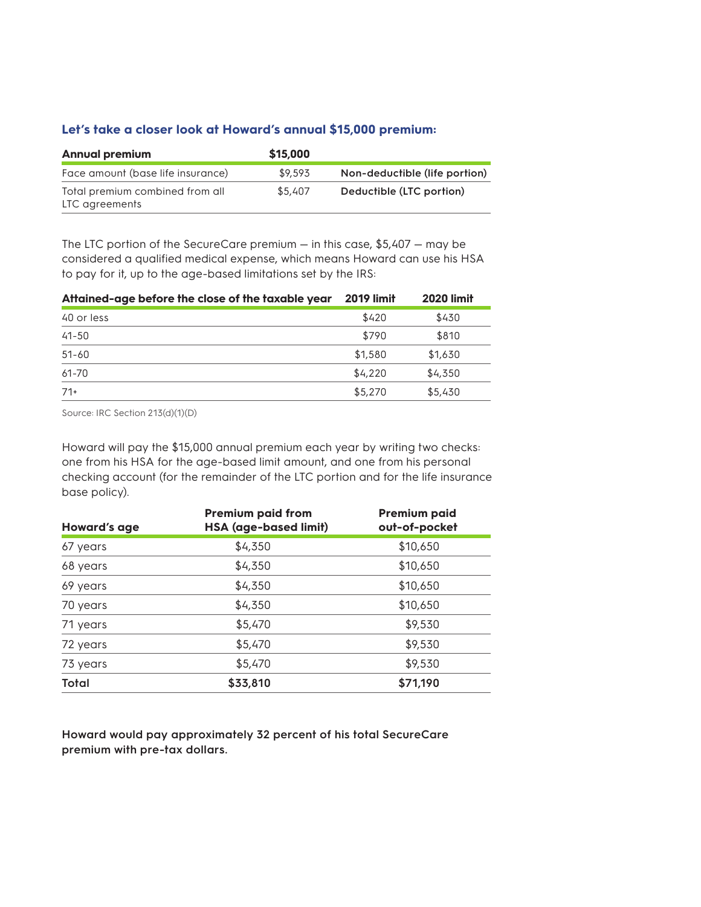### Let's take a closer look at Howard's annual $15,000 premium:

| Annual premium | $15,000 | |
|---|---|---|
| Face amount (base life insurance) | $9,593 | Non-deductible (life portion) |
| Total premium combined from all LTC agreements | $5,407 | Deductible (LTC portion) |

The LTC portion of the SecureCare premium — in this case, $5,407 — may be considered a qualified medical expense, which means Howard can use his HSA to pay for it, up to the age-based limitations set by the IRS:

| Attained-age before the close of the taxable year | 2019 limit | 2020 limit |
|---|---|---|
| 40 or less | $420 | $430 |
| 41-50 | $790 | $810 |
| 51-60 | $1,580 | $1,630 |
| 61-70 | $4,220 | $4,350 |
| 71+ | $5,270 | $5,430 |

Source: IRC Section 213(d)(1)(D)

Howard will pay the $15,000 annual premium each year by writing two checks: one from his HSA for the age-based limit amount, and one from his personal checking account (for the remainder of the LTC portion and for the life insurance base policy).

| Howard's age | Premium paid from HSA (age-based limit) | Premium paid out-of-pocket |
|---|---|---|
| 67 years | $4,350 | $10,650 |
| 68 years | $4,350 | $10,650 |
| 69 years | $4,350 | $10,650 |
| 70 years | $4,350 | $10,650 |
| 71 years | $5,470 | $9,530 |
| 72 years | $5,470 | $9,530 |
| 73 years | $5,470 | $9,530 |
| **Total** | **$33,810** | **$71,190** |

**Howard would pay approximately 32 percent of his total SecureCare premium with pre-tax dollars.**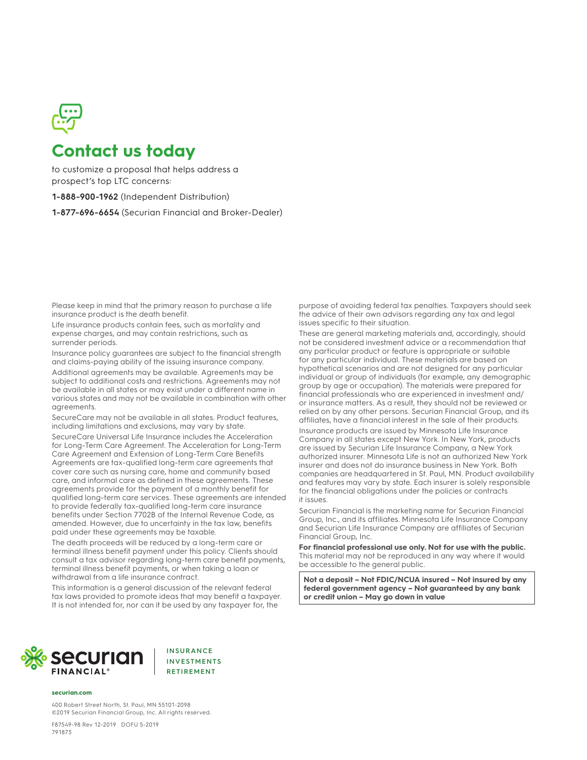## Contact us today

to customize a proposal that helps address a prospect's top LTC concerns:

**1-888-900-1962** (Independent Distribution)

**1-877-696-6654** (Securian Financial and Broker-Dealer)

Please keep in mind that the primary reason to purchase a life insurance product is the death benefit.

Life insurance products contain fees, such as mortality and expense charges, and may contain restrictions, such as surrender periods.

Insurance policy guarantees are subject to the financial strength and claims-paying ability of the issuing insurance company.

Additional agreements may be available. Agreements may be subject to additional costs and restrictions. Agreements may not be available in all states or may exist under a different name in various states and may not be available in combination with other agreements.

SecureCare may not be available in all states. Product features, including limitations and exclusions, may vary by state.

SecureCare Universal Life Insurance includes the Acceleration for Long-Term Care Agreement. The Acceleration for Long-Term Care Agreement and Extension of Long-Term Care Benefits Agreements are tax-qualified long-term care agreements that cover care such as nursing care, home and community based care, and informal care as defined in these agreements. These agreements provide for the payment of a monthly benefit for qualified long-term care services. These agreements are intended to provide federally tax-qualified long-term care insurance benefits under Section 7702B of the Internal Revenue Code, as amended. However, due to uncertainty in the tax law, benefits paid under these agreements may be taxable.

The death proceeds will be reduced by a long-term care or terminal illness benefit payment under this policy. Clients should consult a tax advisor regarding long-term care benefit payments, terminal illness benefit payments, or when taking a loan or withdrawal from a life insurance contract.

This information is a general discussion of the relevant federal tax laws provided to promote ideas that may benefit a taxpayer. It is not intended for, nor can it be used by any taxpayer for, the purpose of avoiding federal tax penalties. Taxpayers should seek the advice of their own advisors regarding any tax and legal issues specific to their situation.

These are general marketing materials and, accordingly, should not be considered investment advice or a recommendation that any particular product or feature is appropriate or suitable for any particular individual. These materials are based on hypothetical scenarios and are not designed for any particular individual or group of individuals (for example, any demographic group by age or occupation). The materials were prepared for financial professionals who are experienced in investment and/or insurance matters. As a result, they should not be reviewed or relied on by any other persons. Securian Financial Group, and its affiliates, have a financial interest in the sale of their products.

Insurance products are issued by Minnesota Life Insurance Company in all states except New York. In New York, products are issued by Securian Life Insurance Company, a New York authorized insurer. Minnesota Life is not an authorized New York insurer and does not do insurance business in New York. Both companies are headquartered in St. Paul, MN. Product availability and features may vary by state. Each insurer is solely responsible for the financial obligations under the policies or contracts it issues.

Securian Financial is the marketing name for Securian Financial Group, Inc., and its affiliates. Minnesota Life Insurance Company and Securian Life Insurance Company are affiliates of Securian Financial Group, Inc.

**For financial professional use only. Not for use with the public.** This material may not be reproduced in any way where it would be accessible to the general public.

**Not a deposit – Not FDIC/NCUA insured – Not insured by any federal government agency – Not guaranteed by any bank or credit union – May go down in value**

Securian FINANCIAL | INSURANCE INVESTMENTS RETIREMENT

**securian.com**

400 Robert Street North, St. Paul, MN 55101-2098
©2019 Securian Financial Group, Inc. All rights reserved.

F87549-98 Rev 12-2019 DOFU 5-2019
791873